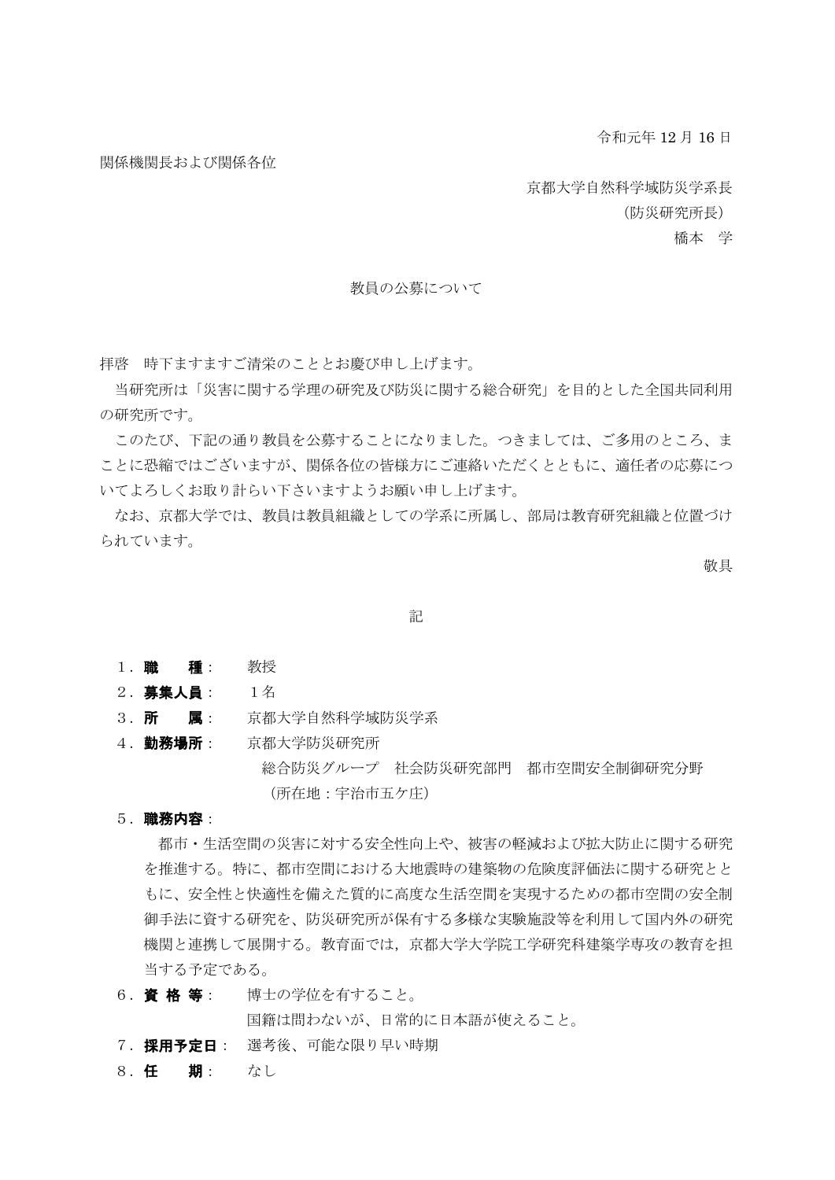令和元年 12 月 16 日

関係機関長および関係各位

京都大学自然科学域防災学系長  
（防災研究所長）  
橋本　学

教員の公募について

拝啓　時下ますますご清栄のこととお慶び申し上げます。

当研究所は「災害に関する学理の研究及び防災に関する総合研究」を目的とした全国共同利用の研究所です。

このたび、下記の通り教員を公募することになりました。つきましては、ご多用のところ、まことに恐縮ではございますが、関係各位の皆様方にご連絡いただくとともに、適任者の応募についてよろしくお取り計らい下さいますようお願い申し上げます。

なお、京都大学では、教員は教員組織としての学系に所属し、部局は教育研究組織と位置づけられています。

敬具

記

1．**職　　種**：　教授

2．**募集人員**：　１名

3．**所　　属**：　京都大学自然科学域防災学系

4．**勤務場所**：　京都大学防災研究所  
　　総合防災グループ　社会防災研究部門　都市空間安全制御研究分野  
　　（所在地：宇治市五ケ庄）

5．**職務内容**：

都市・生活空間の災害に対する安全性向上や、被害の軽減および拡大防止に関する研究を推進する。特に、都市空間における大地震時の建築物の危険度評価法に関する研究とともに、安全性と快適性を備えた質的に高度な生活空間を実現するための都市空間の安全制御手法に資する研究を、防災研究所が保有する多様な実験施設等を利用して国内外の研究機関と連携して展開する。教育面では，京都大学大学院工学研究科建築学専攻の教育を担当する予定である。

6．**資 格 等**：　博士の学位を有すること。  
　　国籍は問わないが、日常的に日本語が使えること。

7．**採用予定日**：　選考後、可能な限り早い時期

8．**任　　期**：　なし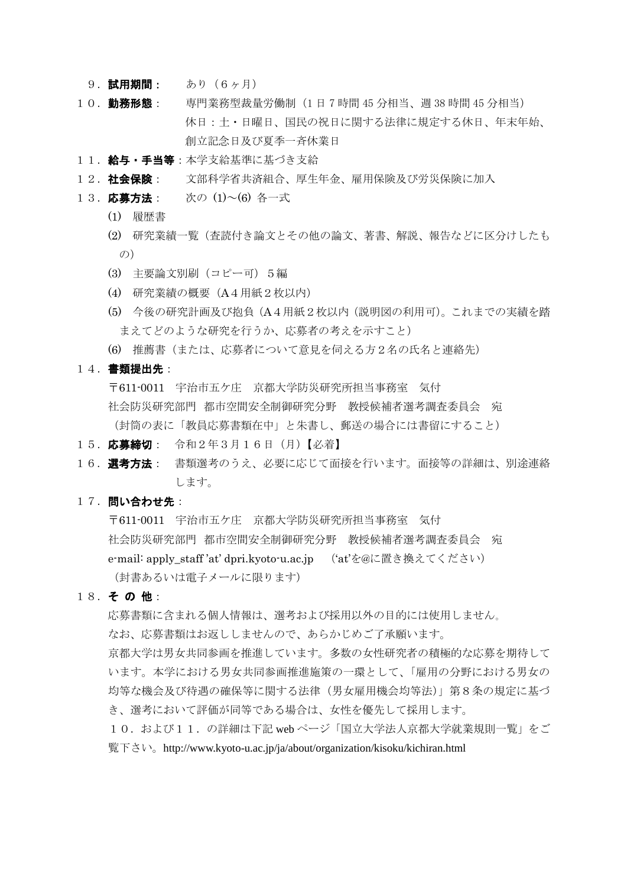９．**試用期間**：　あり（６ヶ月）

１０．**勤務形態**：　専門業務型裁量労働制（1 日 7 時間 45 分相当、週 38 時間 45 分相当）
休日：土・日曜日、国民の祝日に関する法律に規定する休日、年末年始、創立記念日及び夏季一斉休業日

１１．**給与・手当等**：本学支給基準に基づき支給

１２．**社会保険**：　文部科学省共済組合、厚生年金、雇用保険及び労災保険に加入

１３．**応募方法**：　次の (1)～(6) 各一式

(1)　履歴書

(2)　研究業績一覧（査読付き論文とその他の論文、著書、解説、報告などに区分けしたもの）

(3)　主要論文別刷（コピー可）５編

(4)　研究業績の概要（A４用紙２枚以内）

(5)　今後の研究計画及び抱負（A４用紙２枚以内（説明図の利用可）。これまでの実績を踏まえてどのような研究を行うか、応募者の考えを示すこと）

(6)　推薦書（または、応募者について意見を伺える方２名の氏名と連絡先）

１４．**書類提出先**：

〒611-0011　宇治市五ケ庄　京都大学防災研究所担当事務室　気付
社会防災研究部門　都市空間安全制御研究分野　教授候補者選考調査委員会　宛
（封筒の表に「教員応募書類在中」と朱書し、郵送の場合には書留にすること）

１５．**応募締切**：　令和２年３月１６日（月）【必着】

１６．**選考方法**：　書類選考のうえ、必要に応じて面接を行います。面接等の詳細は、別途連絡します。

１７．**問い合わせ先**：

〒611-0011　宇治市五ケ庄　京都大学防災研究所担当事務室　気付
社会防災研究部門　都市空間安全制御研究分野　教授候補者選考調査委員会　宛
e-mail: apply_staff 'at' dpri.kyoto-u.ac.jp　（'at'を@に置き換えてください）
（封書あるいは電子メールに限ります）

１８．**そ の 他**：

応募書類に含まれる個人情報は、選考および採用以外の目的には使用しません。
なお、応募書類はお返ししませんので、あらかじめご了承願います。
京都大学は男女共同参画を推進しています。多数の女性研究者の積極的な応募を期待しています。本学における男女共同参画推進施策の一環として、「雇用の分野における男女の均等な機会及び待遇の確保等に関する法律（男女雇用機会均等法）」第８条の規定に基づき、選考において評価が同等である場合は、女性を優先して採用します。
１０．および１１．の詳細は下記 web ページ「国立大学法人京都大学就業規則一覧」をご覧下さい。http://www.kyoto-u.ac.jp/ja/about/organization/kisoku/kichiran.html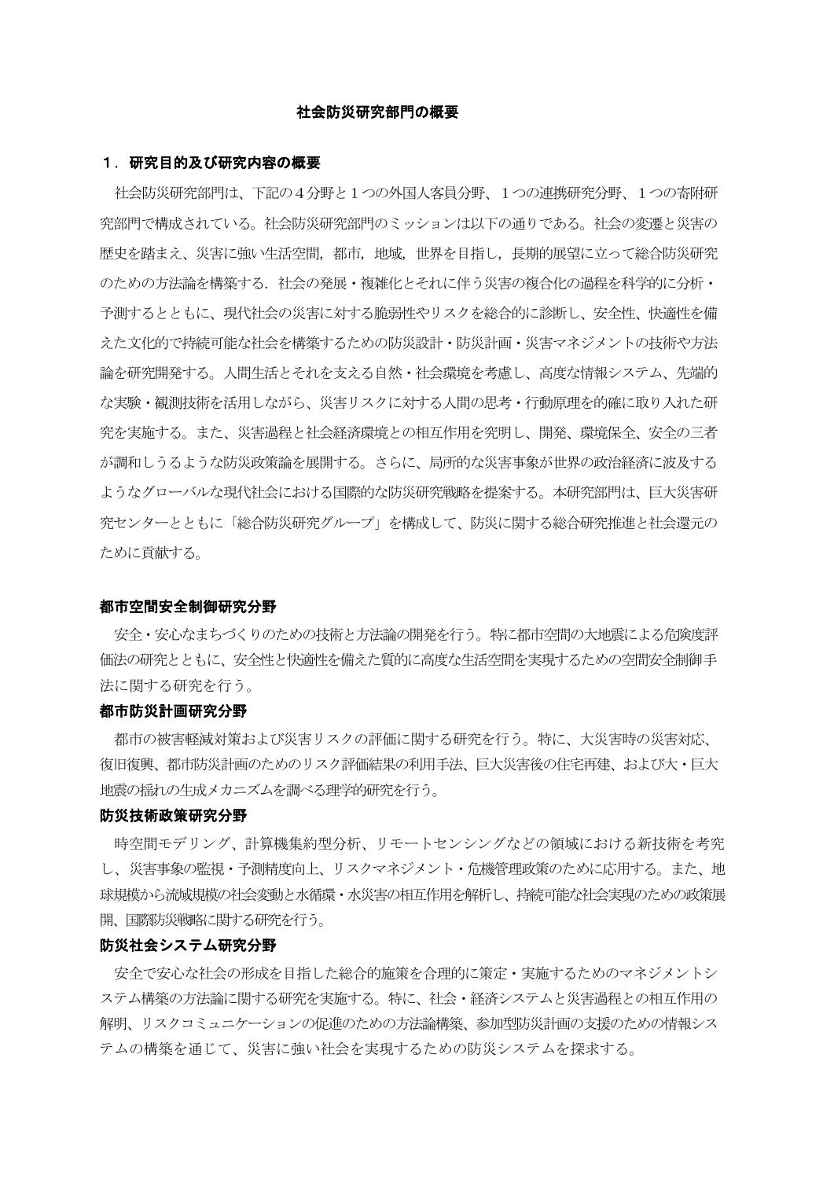# 社会防災研究部門の概要

## １．研究目的及び研究内容の概要

社会防災研究部門は、下記の４分野と１つの外国人客員分野、１つの連携研究分野、１つの寄附研究部門で構成されている。社会防災研究部門のミッションは以下の通りである。社会の変遷と災害の歴史を踏まえ、災害に強い生活空間，都市，地域，世界を目指し，長期的展望に立って総合防災研究のための方法論を構築する．社会の発展・複雑化とそれに伴う災害の複合化の過程を科学的に分析・予測するとともに、現代社会の災害に対する脆弱性やリスクを総合的に診断し、安全性、快適性を備えた文化的で持続可能な社会を構築するための防災設計・防災計画・災害マネジメントの技術や方法論を研究開発する。人間生活とそれを支える自然・社会環境を考慮し、高度な情報システム、先端的な実験・観測技術を活用しながら、災害リスクに対する人間の思考・行動原理を的確に取り入れた研究を実施する。また、災害過程と社会経済環境との相互作用を究明し、開発、環境保全、安全の三者が調和しうるような防災政策論を展開する。さらに、局所的な災害事象が世界の政治経済に波及するようなグローバルな現代社会における国際的な防災研究戦略を提案する。本研究部門は、巨大災害研究センターとともに「総合防災研究グループ」を構成して、防災に関する総合研究推進と社会還元のために貢献する。

### 都市空間安全制御研究分野

安全・安心なまちづくりのための技術と方法論の開発を行う。特に都市空間の大地震による危険度評価法の研究とともに、安全性と快適性を備えた質的に高度な生活空間を実現するための空間安全制御手法に関する研究を行う。

### 都市防災計画研究分野

都市の被害軽減対策および災害リスクの評価に関する研究を行う。特に、大災害時の災害対応、復旧復興、都市防災計画のためのリスク評価結果の利用手法、巨大災害後の住宅再建、および大・巨大地震の揺れの生成メカニズムを調べる理学的研究を行う。

### 防災技術政策研究分野

時空間モデリング、計算機集約型分析、リモートセンシングなどの領域における新技術を考究し、災害事象の監視・予測精度向上、リスクマネジメント・危機管理政策のために応用する。また、地球規模から流域規模の社会変動と水循環・水災害の相互作用を解析し、持続可能な社会実現のための政策展開、国際防災戦略に関する研究を行う。

### 防災社会システム研究分野

安全で安心な社会の形成を目指した総合的施策を合理的に策定・実施するためのマネジメントシステム構築の方法論に関する研究を実施する。特に、社会・経済システムと災害過程との相互作用の解明、リスクコミュニケーションの促進のための方法論構築、参加型防災計画の支援のための情報システムの構築を通じて、災害に強い社会を実現するための防災システムを探求する。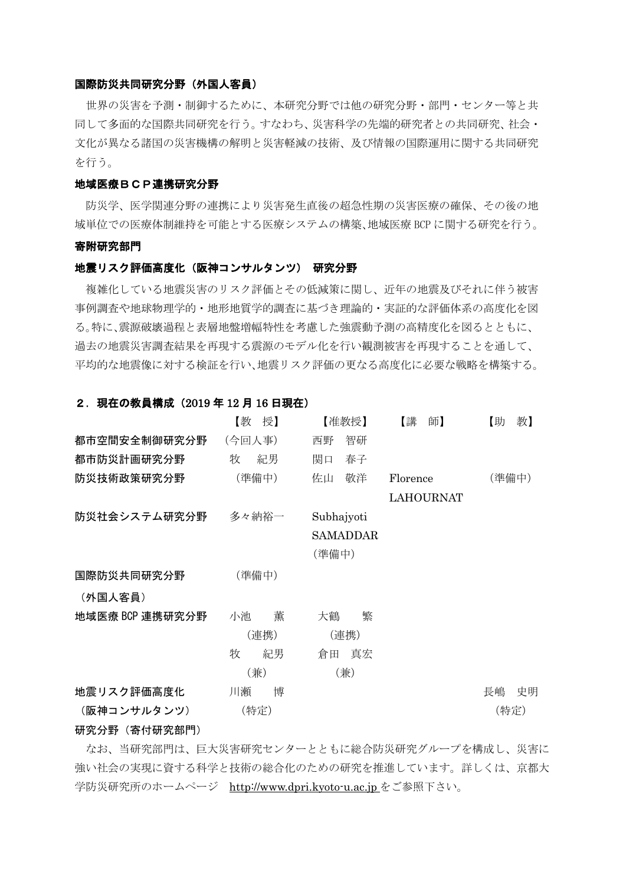### 国際防災共同研究分野（外国人客員）

世界の災害を予測・制御するために、本研究分野では他の研究分野・部門・センター等と共同して多面的な国際共同研究を行う。すなわち、災害科学の先端的研究者との共同研究、社会・文化が異なる諸国の災害機構の解明と災害軽減の技術、及び情報の国際運用に関する共同研究を行う。

### 地域医療ＢＣＰ連携研究分野

防災学、医学関連分野の連携により災害発生直後の超急性期の災害医療の確保、その後の地域単位での医療体制維持を可能とする医療システムの構築、地域医療 BCP に関する研究を行う。

### 寄附研究部門

### 地震リスク評価高度化（阪神コンサルタンツ） 研究分野

複雑化している地震災害のリスク評価とその低減策に関し、近年の地震及びそれに伴う被害事例調査や地球物理学的・地形地質学的調査に基づき理論的・実証的な評価体系の高度化を図る。特に、震源破壊過程と表層地盤増幅特性を考慮した強震動予測の高精度化を図るとともに、過去の地震災害調査結果を再現する震源のモデル化を行い観測被害を再現することを通して、平均的な地震像に対する検証を行い、地震リスク評価の更なる高度化に必要な戦略を構築する。

## ２．現在の教員構成（2019 年 12 月 16 日現在）

| | 【教　授】 | 【准教授】 | 【講　師】 | 【助　教】 |
|---|---|---|---|---|
| 都市空間安全制御研究分野 | （今回人事） | 西野　智研 | | |
| 都市防災計画研究分野 | 牧　紀男 | 関口　春子 | | |
| 防災技術政策研究分野 | （準備中） | 佐山　敬洋 | Florence LAHOURNAT | （準備中） |
| 防災社会システム研究分野 | 多々納裕一 | Subhajyoti SAMADDAR（準備中） | | |
| 国際防災共同研究分野（外国人客員） | （準備中） | | | |
| 地域医療 BCP 連携研究分野 | 小池　薫（連携）<br>牧　紀男（兼） | 大鶴　繁（連携）<br>倉田　真宏（兼） | | |
| 地震リスク評価高度化（阪神コンサルタンツ）研究分野（寄付研究部門） | 川瀬　博（特定） | | | 長嶋　史明（特定） |

なお、当研究部門は、巨大災害研究センターとともに総合防災研究グループを構成し、災害に強い社会の実現に資する科学と技術の総合化のための研究を推進しています。詳しくは、京都大学防災研究所のホームページ　http://www.dpri.kyoto-u.ac.jp をご参照下さい。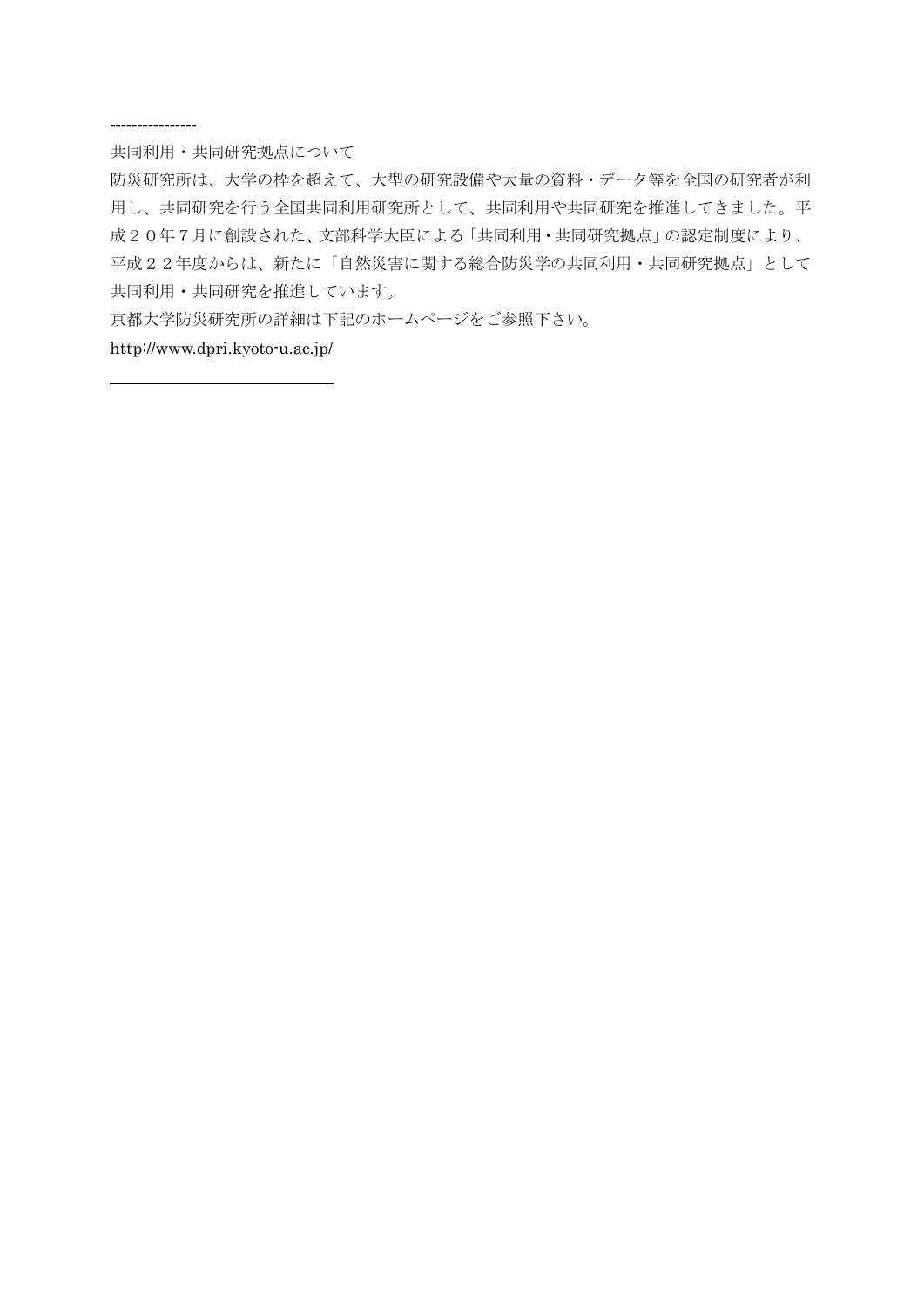----------------

共同利用・共同研究拠点について

防災研究所は、大学の枠を超えて、大型の研究設備や大量の資料・データ等を全国の研究者が利用し、共同研究を行う全国共同利用研究所として、共同利用や共同研究を推進してきました。平成２０年７月に創設された、文部科学大臣による「共同利用・共同研究拠点」の認定制度により、平成２２年度からは、新たに「自然災害に関する総合防災学の共同利用・共同研究拠点」として共同利用・共同研究を推進しています。

京都大学防災研究所の詳細は下記のホームページをご参照下さい。

http://www.dpri.kyoto-u.ac.jp/

---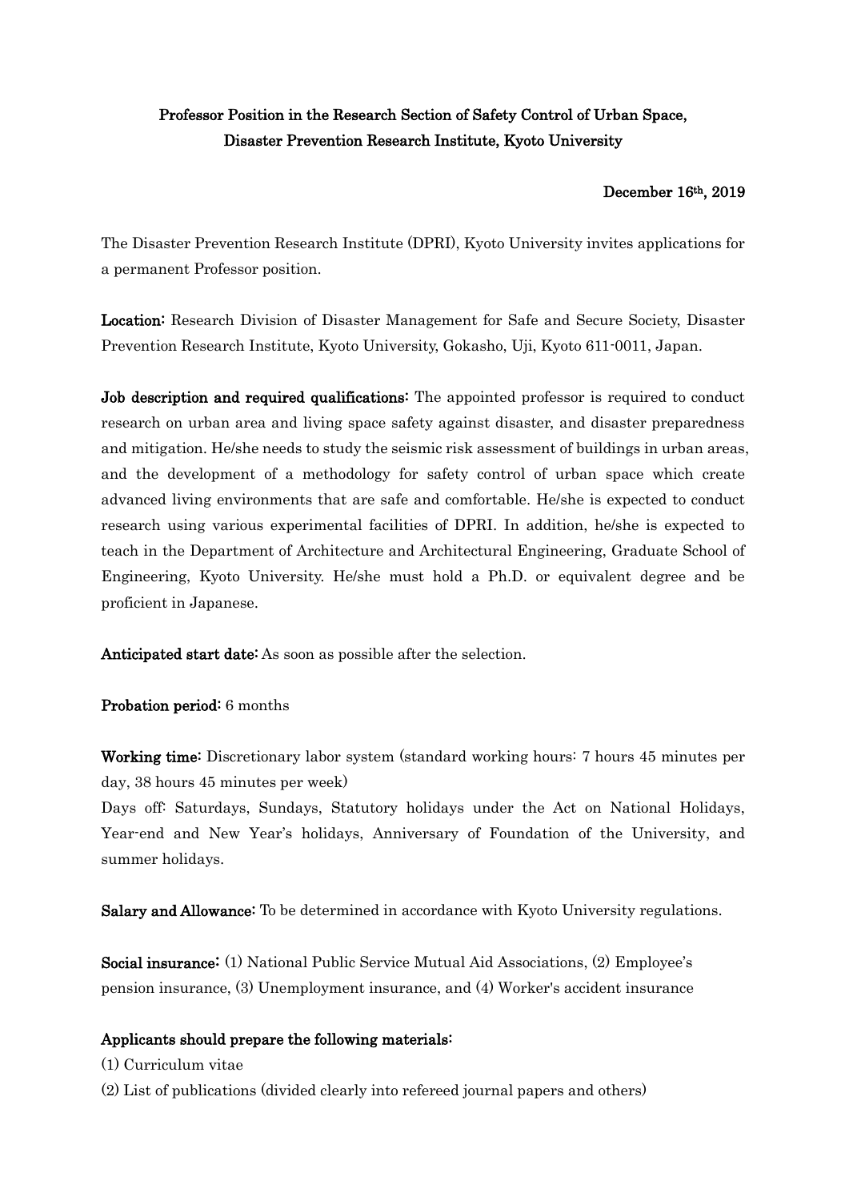**Professor Position in the Research Section of Safety Control of Urban Space, Disaster Prevention Research Institute, Kyoto University**

**December 16th, 2019**

The Disaster Prevention Research Institute (DPRI), Kyoto University invites applications for a permanent Professor position.

**Location:** Research Division of Disaster Management for Safe and Secure Society, Disaster Prevention Research Institute, Kyoto University, Gokasho, Uji, Kyoto 611-0011, Japan.

**Job description and required qualifications:** The appointed professor is required to conduct research on urban area and living space safety against disaster, and disaster preparedness and mitigation. He/she needs to study the seismic risk assessment of buildings in urban areas, and the development of a methodology for safety control of urban space which create advanced living environments that are safe and comfortable. He/she is expected to conduct research using various experimental facilities of DPRI. In addition, he/she is expected to teach in the Department of Architecture and Architectural Engineering, Graduate School of Engineering, Kyoto University. He/she must hold a Ph.D. or equivalent degree and be proficient in Japanese.

**Anticipated start date:** As soon as possible after the selection.

**Probation period:** 6 months

**Working time:** Discretionary labor system (standard working hours: 7 hours 45 minutes per day, 38 hours 45 minutes per week)

Days off: Saturdays, Sundays, Statutory holidays under the Act on National Holidays, Year-end and New Year's holidays, Anniversary of Foundation of the University, and summer holidays.

**Salary and Allowance:** To be determined in accordance with Kyoto University regulations.

**Social insurance:** (1) National Public Service Mutual Aid Associations, (2) Employee's pension insurance, (3) Unemployment insurance, and (4) Worker's accident insurance

**Applicants should prepare the following materials:**

(1) Curriculum vitae

(2) List of publications (divided clearly into refereed journal papers and others)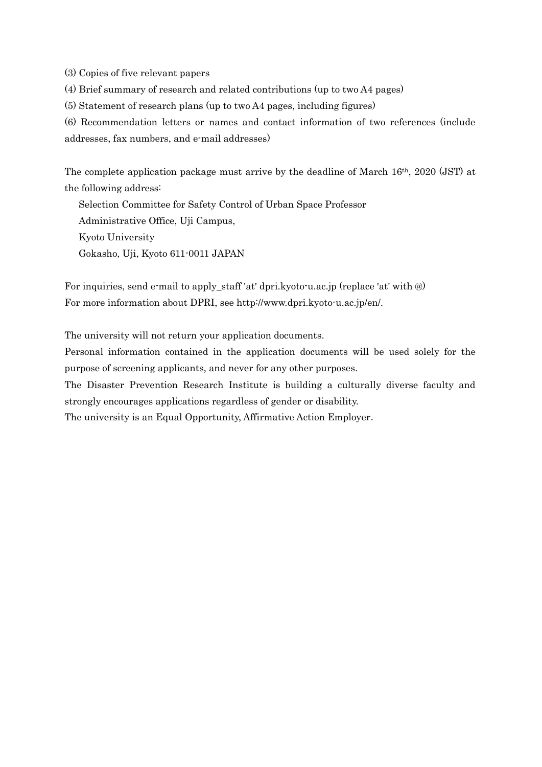(3) Copies of five relevant papers

(4) Brief summary of research and related contributions (up to two A4 pages)

(5) Statement of research plans (up to two A4 pages, including figures)

(6) Recommendation letters or names and contact information of two references (include addresses, fax numbers, and e-mail addresses)

The complete application package must arrive by the deadline of March 16th, 2020 (JST) at the following address:

Selection Committee for Safety Control of Urban Space Professor
Administrative Office, Uji Campus,
Kyoto University
Gokasho, Uji, Kyoto 611-0011 JAPAN

For inquiries, send e-mail to apply_staff 'at' dpri.kyoto-u.ac.jp (replace 'at' with @)
For more information about DPRI, see http://www.dpri.kyoto-u.ac.jp/en/.

The university will not return your application documents.
Personal information contained in the application documents will be used solely for the purpose of screening applicants, and never for any other purposes.
The Disaster Prevention Research Institute is building a culturally diverse faculty and strongly encourages applications regardless of gender or disability.
The university is an Equal Opportunity, Affirmative Action Employer.